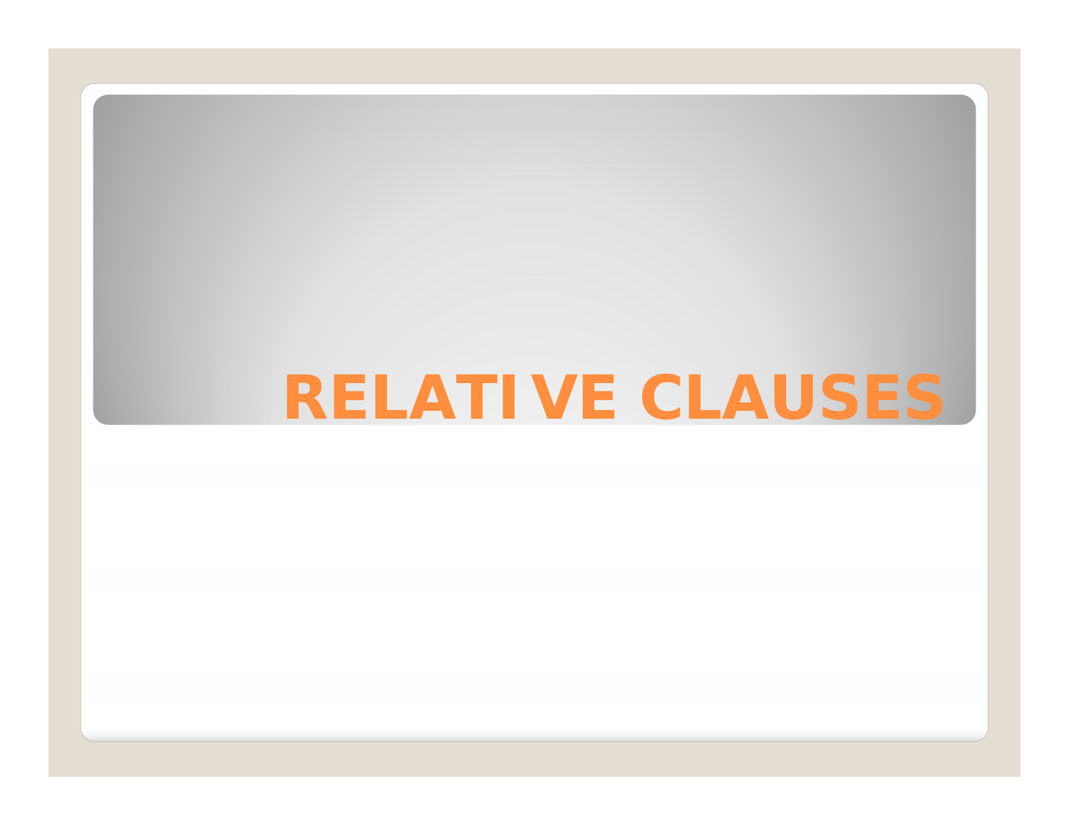# RELATIVE CLAUSES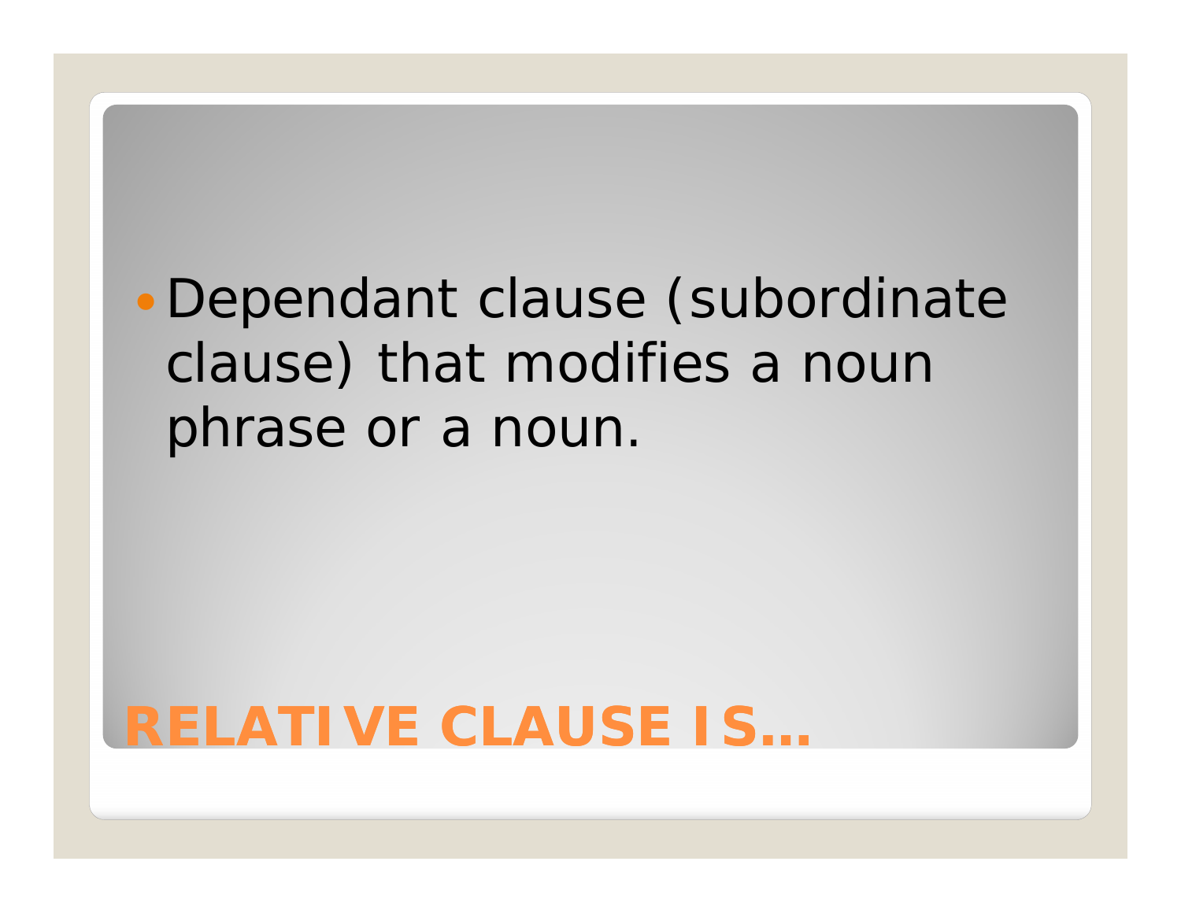# RELATIVE CLAUSE IS…

- Dependant clause (subordinate clause) that modifies a noun phrase or a noun.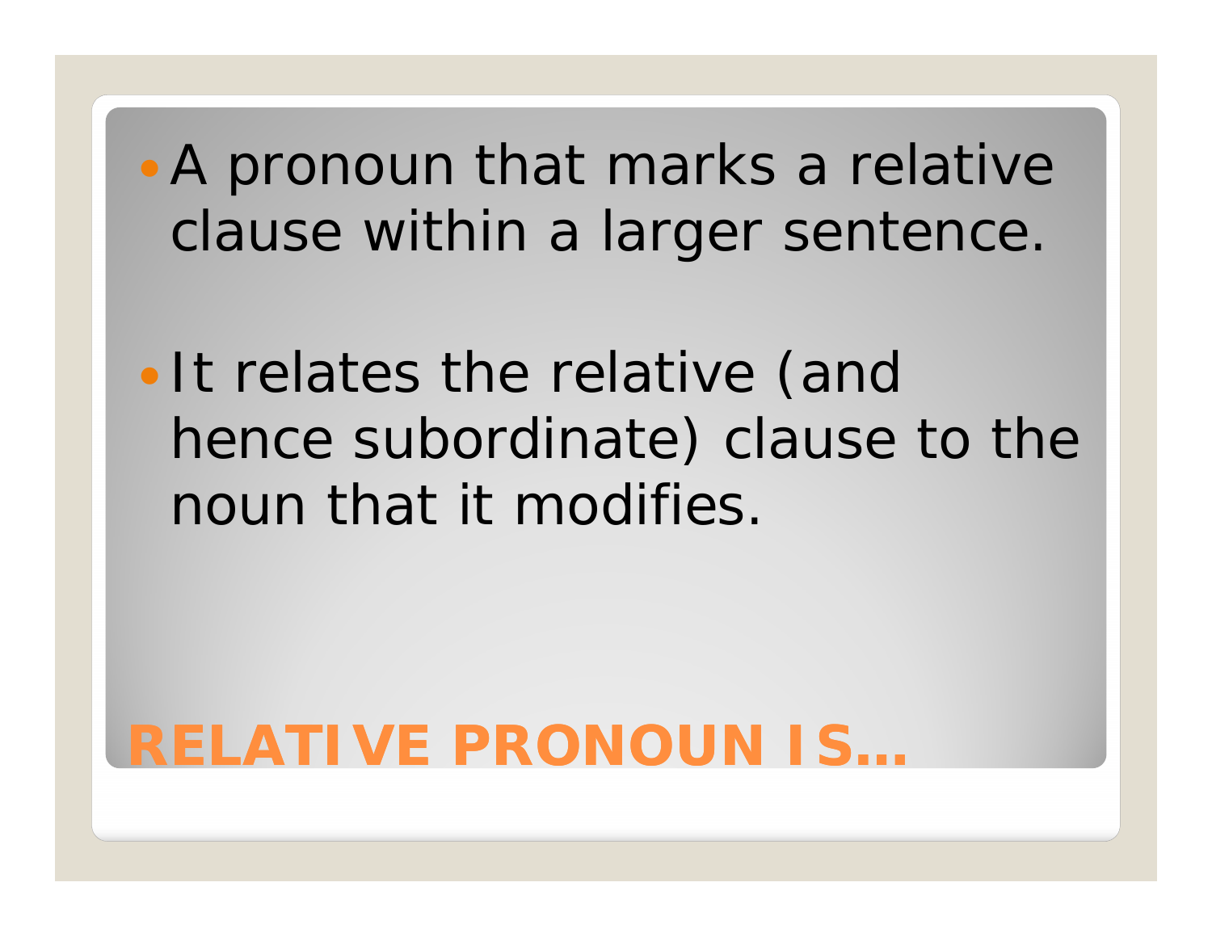# RELATIVE PRONOUN IS…

- A pronoun that marks a relative clause within a larger sentence.
- It relates the relative (and hence subordinate) clause to the noun that it modifies.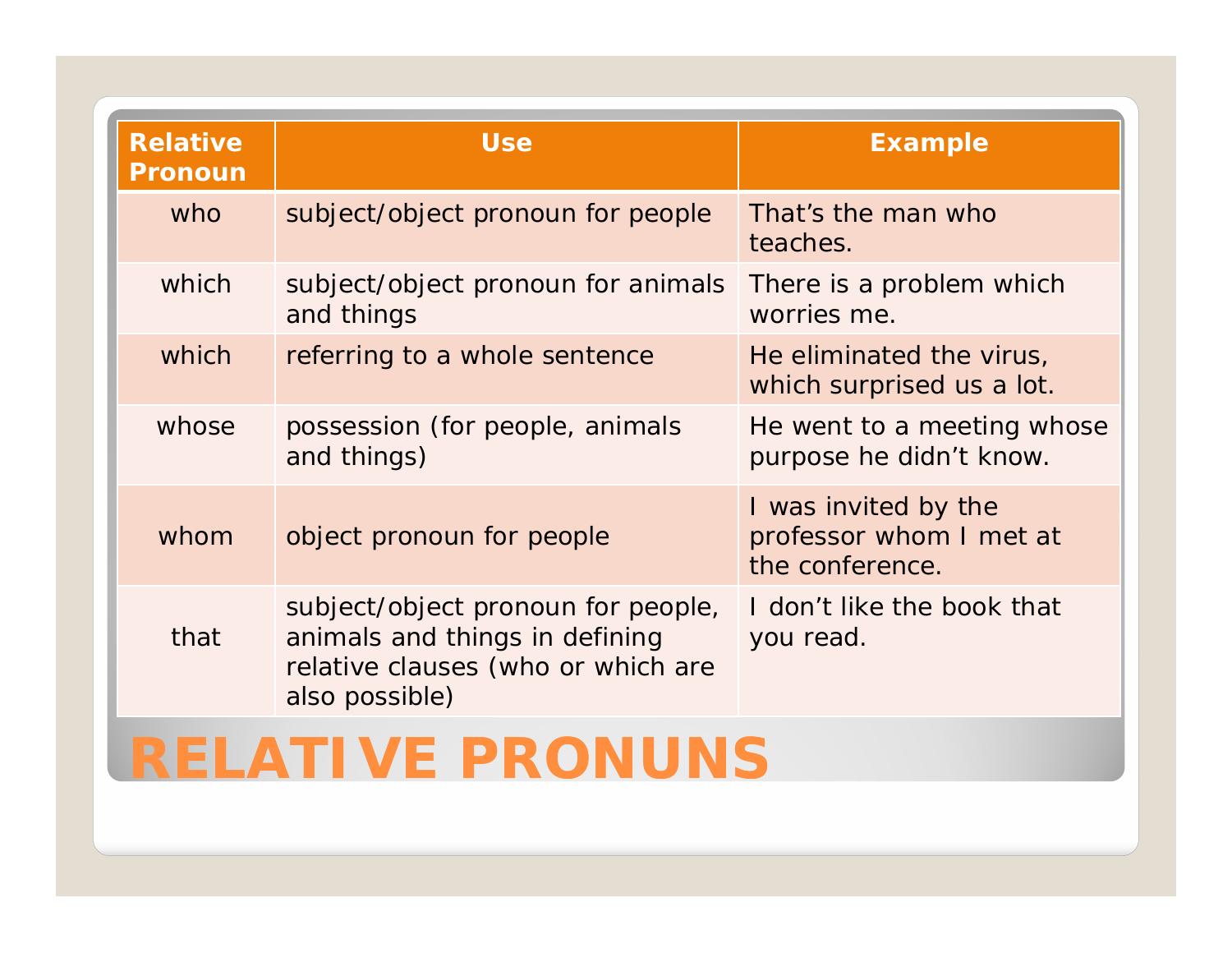| Relative Pronoun | Use | Example |
|---|---|---|
| who | subject/object pronoun for people | That's the man who teaches. |
| which | subject/object pronoun for animals and things | There is a problem which worries me. |
| which | referring to a whole sentence | He eliminated the virus, which surprised us a lot. |
| whose | possession (for people, animals and things) | He went to a meeting whose purpose he didn't know. |
| whom | object pronoun for people | I was invited by the professor whom I met at the conference. |
| that | subject/object pronoun for people, animals and things in defining relative clauses (who or which are also possible) | I don't like the book that you read. |

# RELATIVE PRONUNS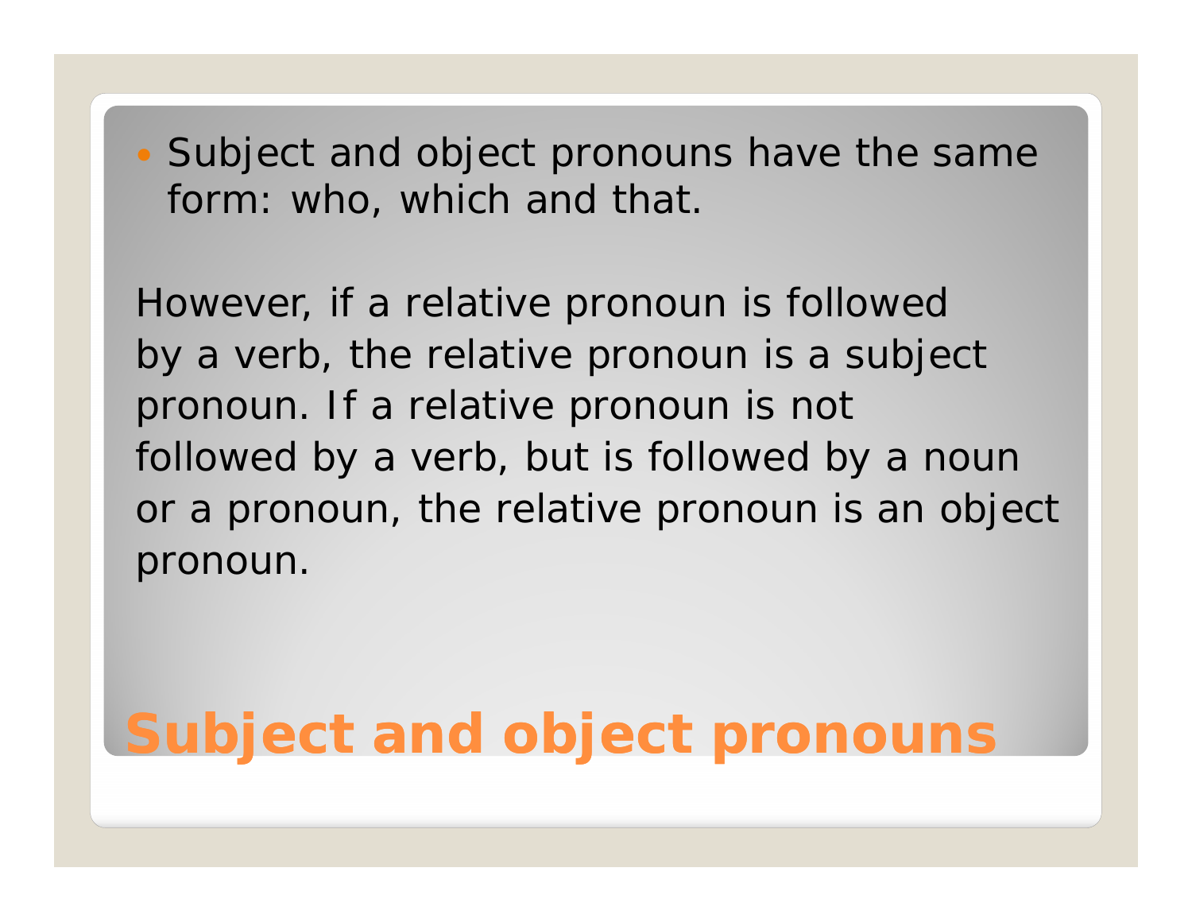# Subject and object pronouns

- Subject and object pronouns have the same form: who, which and that.

However, if a relative pronoun is followed by a verb, the relative pronoun is a subject pronoun. If a relative pronoun is not followed by a verb, but is followed by a noun or a pronoun, the relative pronoun is an object pronoun.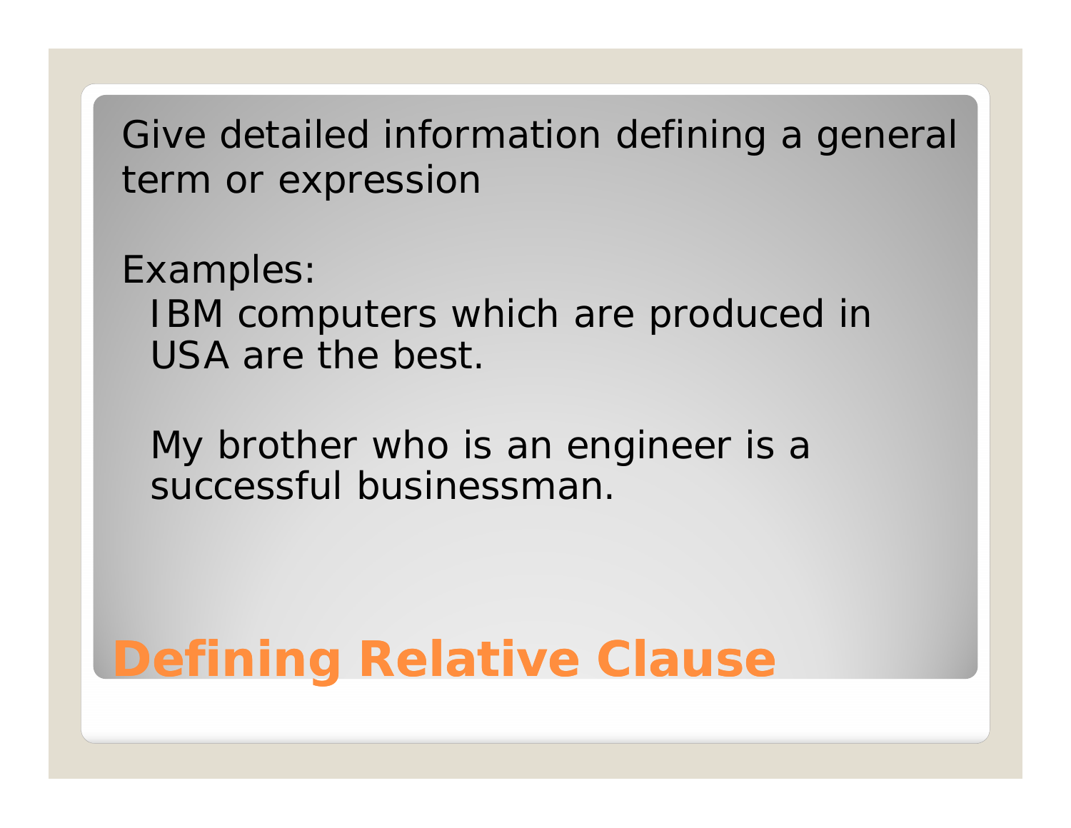# Defining Relative Clause

Give detailed information defining a general term or expression

Examples:

IBM computers which are produced in USA are the best.

My brother who is an engineer is a successful businessman.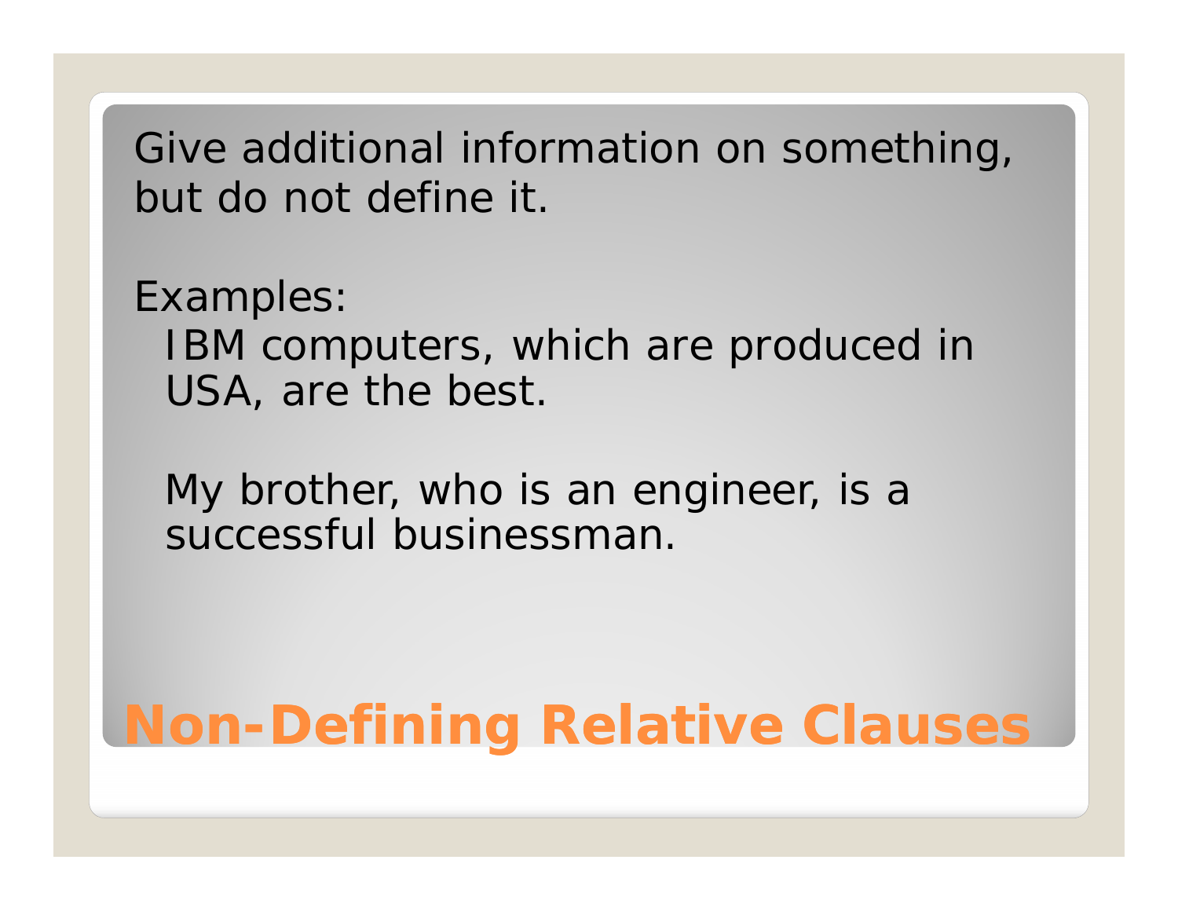# Non-Defining Relative Clauses

Give additional information on something, but do not define it.

Examples:

IBM computers, which are produced in USA, are the best.

My brother, who is an engineer, is a successful businessman.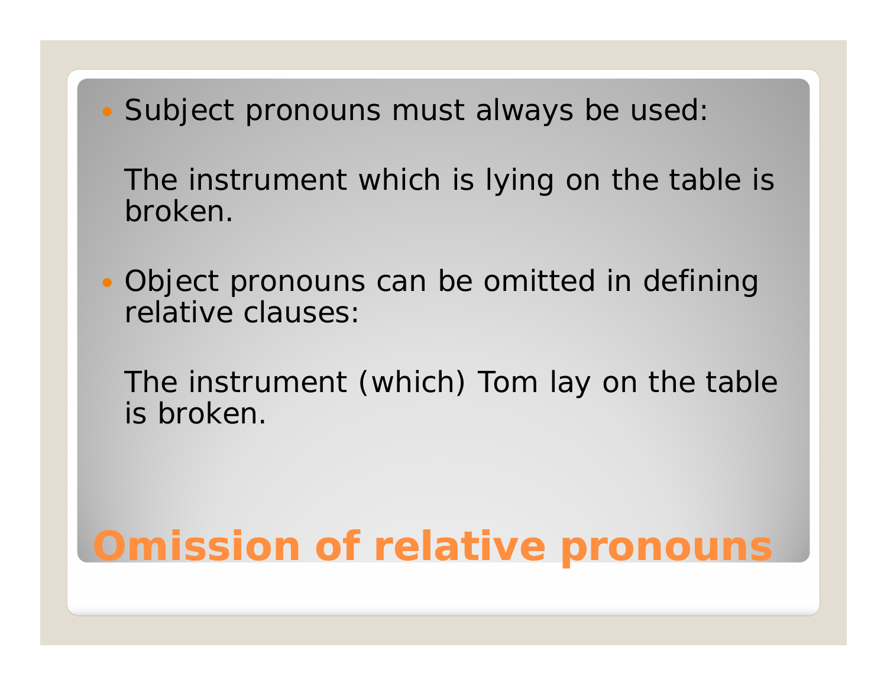# Omission of relative pronouns

- Subject pronouns must always be used:

  The instrument which is lying on the table is broken.

- Object pronouns can be omitted in defining relative clauses:

  The instrument (which) Tom lay on the table is broken.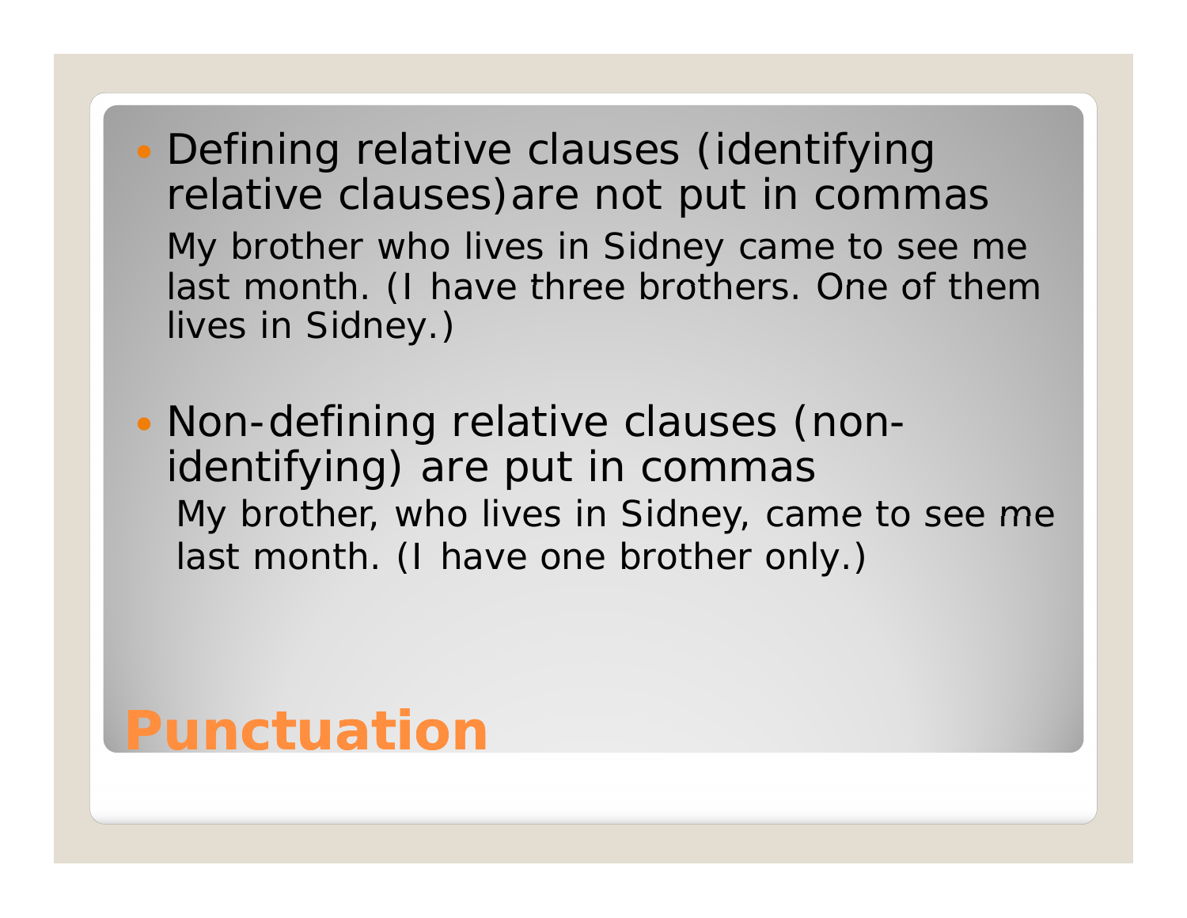# Punctuation

- Defining relative clauses (identifying relative clauses)are not put in commas

  My brother who lives in Sidney came to see me last month. (I have three brothers. One of them lives in Sidney.)

- Non-defining relative clauses (non-identifying) are put in commas

  My brother, who lives in Sidney, came to see me last month. (I have one brother only.)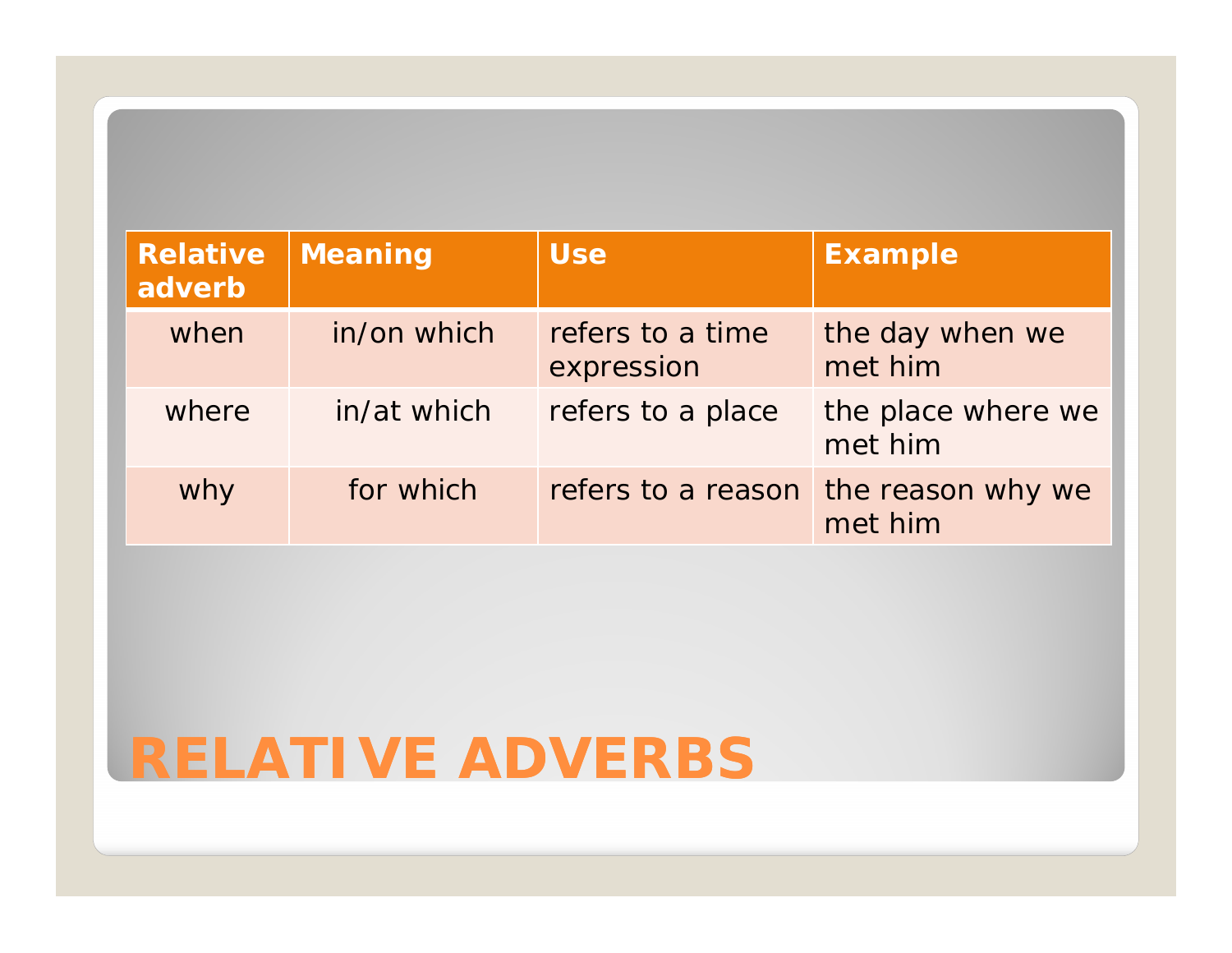# RELATIVE ADVERBS

| Relative adverb | Meaning | Use | Example |
| --- | --- | --- | --- |
| when | in/on which | refers to a time expression | the day when we met him |
| where | in/at which | refers to a place | the place where we met him |
| why | for which | refers to a reason | the reason why we met him |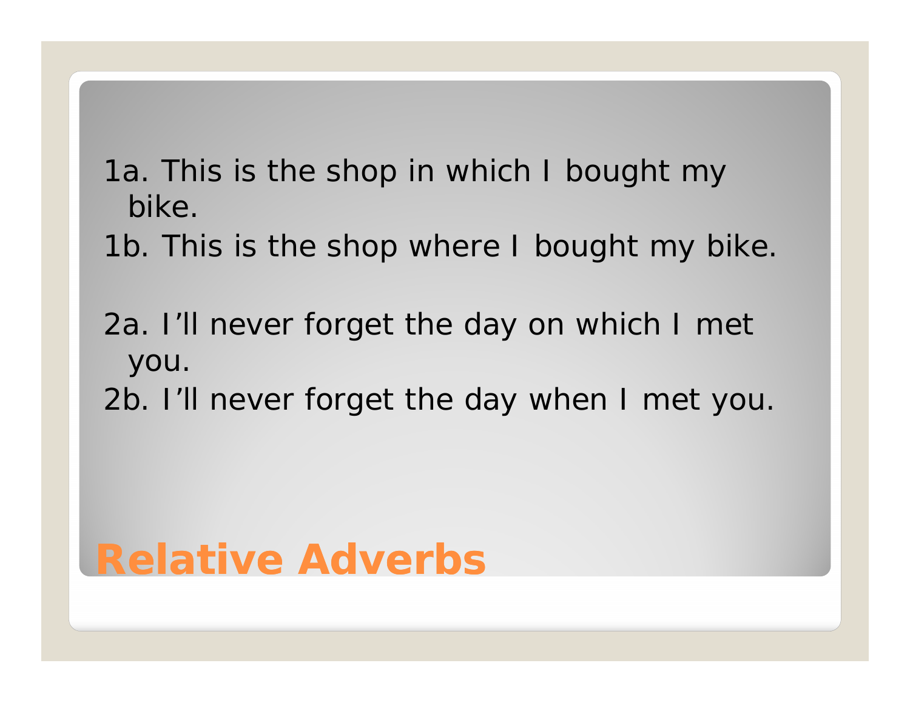# Relative Adverbs

1a. This is the shop in which I bought my bike.

1b. This is the shop where I bought my bike.

2a. I'll never forget the day on which I met you.

2b. I'll never forget the day when I met you.